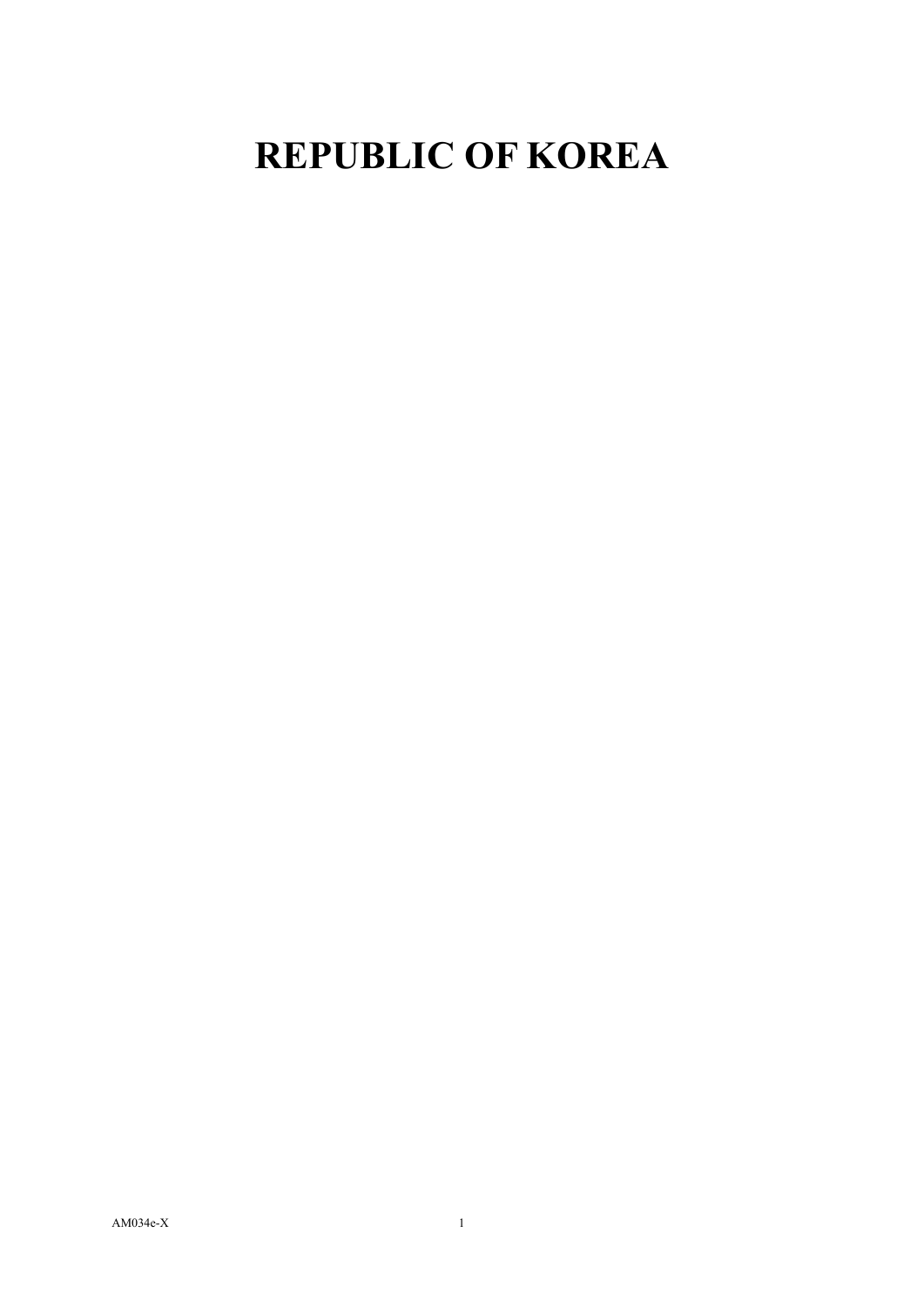# REPUBLIC OF KOREA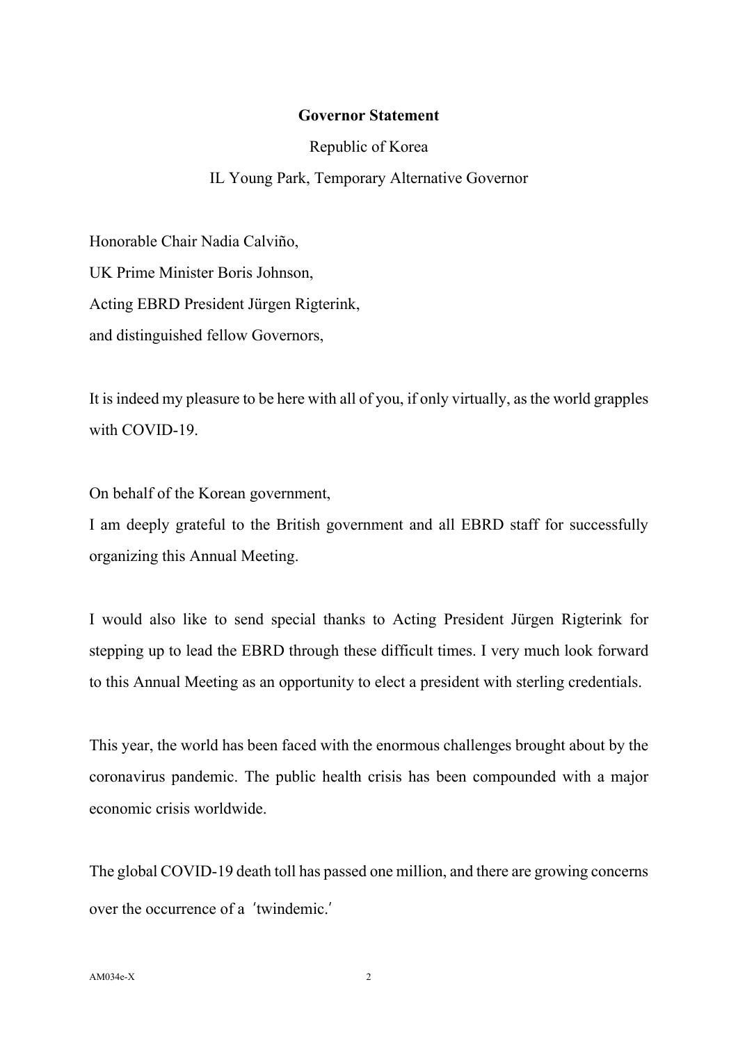**Governor Statement**

Republic of Korea

IL Young Park, Temporary Alternative Governor

Honorable Chair Nadia Calviño,
UK Prime Minister Boris Johnson,
Acting EBRD President Jürgen Rigterink,
and distinguished fellow Governors,

It is indeed my pleasure to be here with all of you, if only virtually, as the world grapples with COVID-19.

On behalf of the Korean government,
I am deeply grateful to the British government and all EBRD staff for successfully organizing this Annual Meeting.

I would also like to send special thanks to Acting President Jürgen Rigterink for stepping up to lead the EBRD through these difficult times. I very much look forward to this Annual Meeting as an opportunity to elect a president with sterling credentials.

This year, the world has been faced with the enormous challenges brought about by the coronavirus pandemic. The public health crisis has been compounded with a major economic crisis worldwide.

The global COVID-19 death toll has passed one million, and there are growing concerns over the occurrence of a 'twindemic.'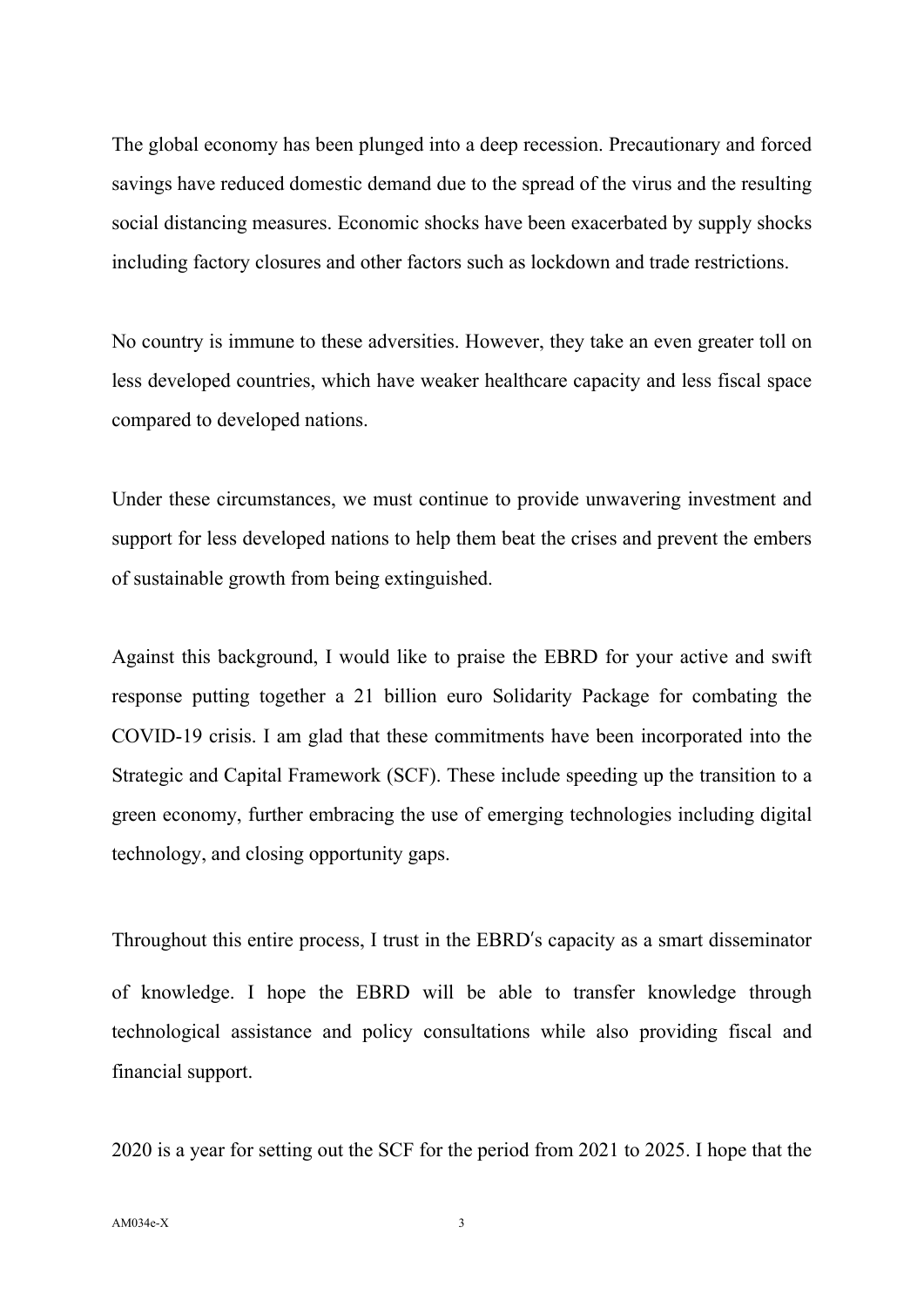The global economy has been plunged into a deep recession. Precautionary and forced savings have reduced domestic demand due to the spread of the virus and the resulting social distancing measures. Economic shocks have been exacerbated by supply shocks including factory closures and other factors such as lockdown and trade restrictions.

No country is immune to these adversities. However, they take an even greater toll on less developed countries, which have weaker healthcare capacity and less fiscal space compared to developed nations.

Under these circumstances, we must continue to provide unwavering investment and support for less developed nations to help them beat the crises and prevent the embers of sustainable growth from being extinguished.

Against this background, I would like to praise the EBRD for your active and swift response putting together a 21 billion euro Solidarity Package for combating the COVID-19 crisis. I am glad that these commitments have been incorporated into the Strategic and Capital Framework (SCF). These include speeding up the transition to a green economy, further embracing the use of emerging technologies including digital technology, and closing opportunity gaps.

Throughout this entire process, I trust in the EBRD′s capacity as a smart disseminator of knowledge. I hope the EBRD will be able to transfer knowledge through technological assistance and policy consultations while also providing fiscal and financial support.

2020 is a year for setting out the SCF for the period from 2021 to 2025. I hope that the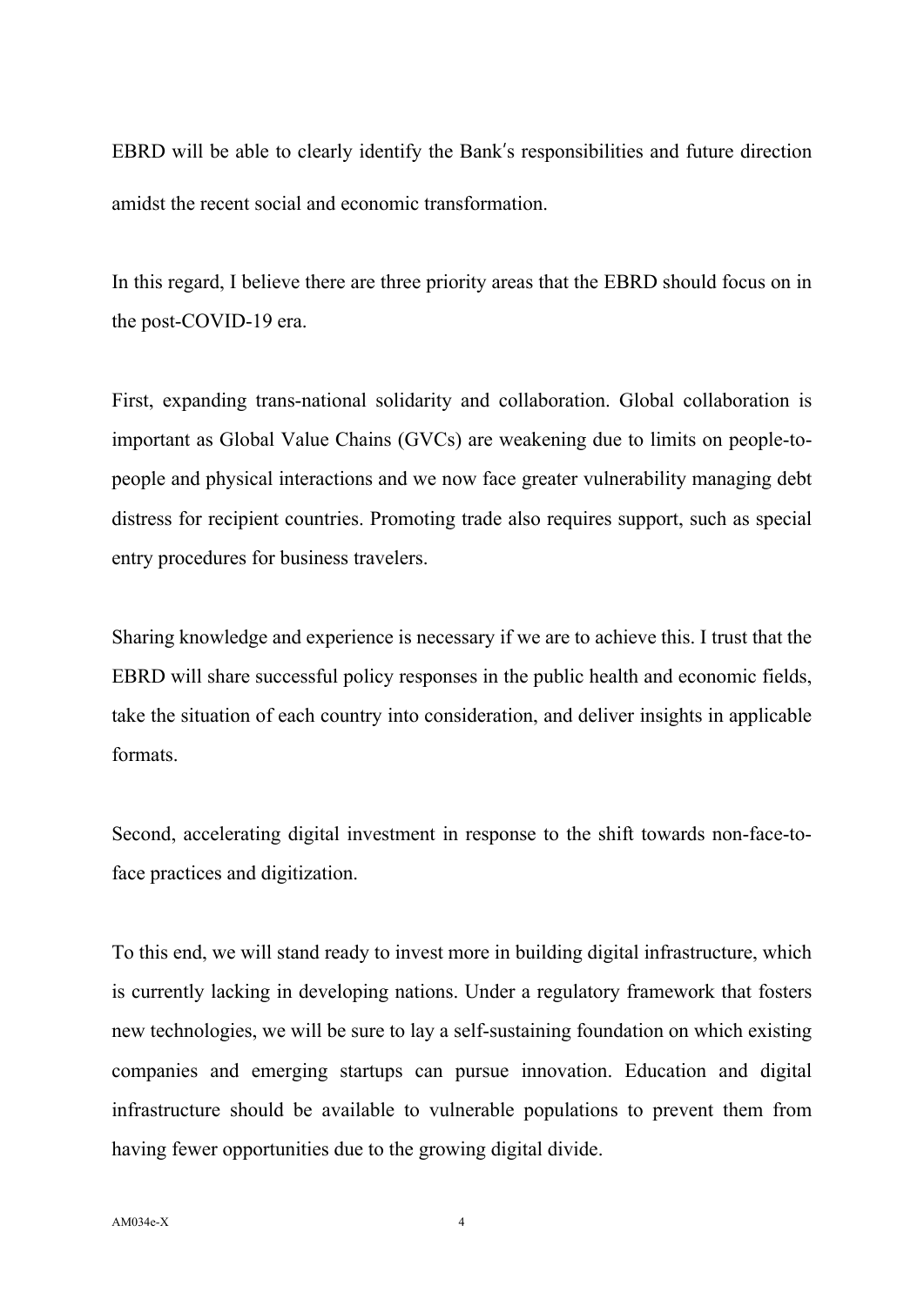EBRD will be able to clearly identify the Bank's responsibilities and future direction amidst the recent social and economic transformation.

In this regard, I believe there are three priority areas that the EBRD should focus on in the post-COVID-19 era.

First, expanding trans-national solidarity and collaboration. Global collaboration is important as Global Value Chains (GVCs) are weakening due to limits on people-to-people and physical interactions and we now face greater vulnerability managing debt distress for recipient countries. Promoting trade also requires support, such as special entry procedures for business travelers.

Sharing knowledge and experience is necessary if we are to achieve this. I trust that the EBRD will share successful policy responses in the public health and economic fields, take the situation of each country into consideration, and deliver insights in applicable formats.

Second, accelerating digital investment in response to the shift towards non-face-to-face practices and digitization.

To this end, we will stand ready to invest more in building digital infrastructure, which is currently lacking in developing nations. Under a regulatory framework that fosters new technologies, we will be sure to lay a self-sustaining foundation on which existing companies and emerging startups can pursue innovation. Education and digital infrastructure should be available to vulnerable populations to prevent them from having fewer opportunities due to the growing digital divide.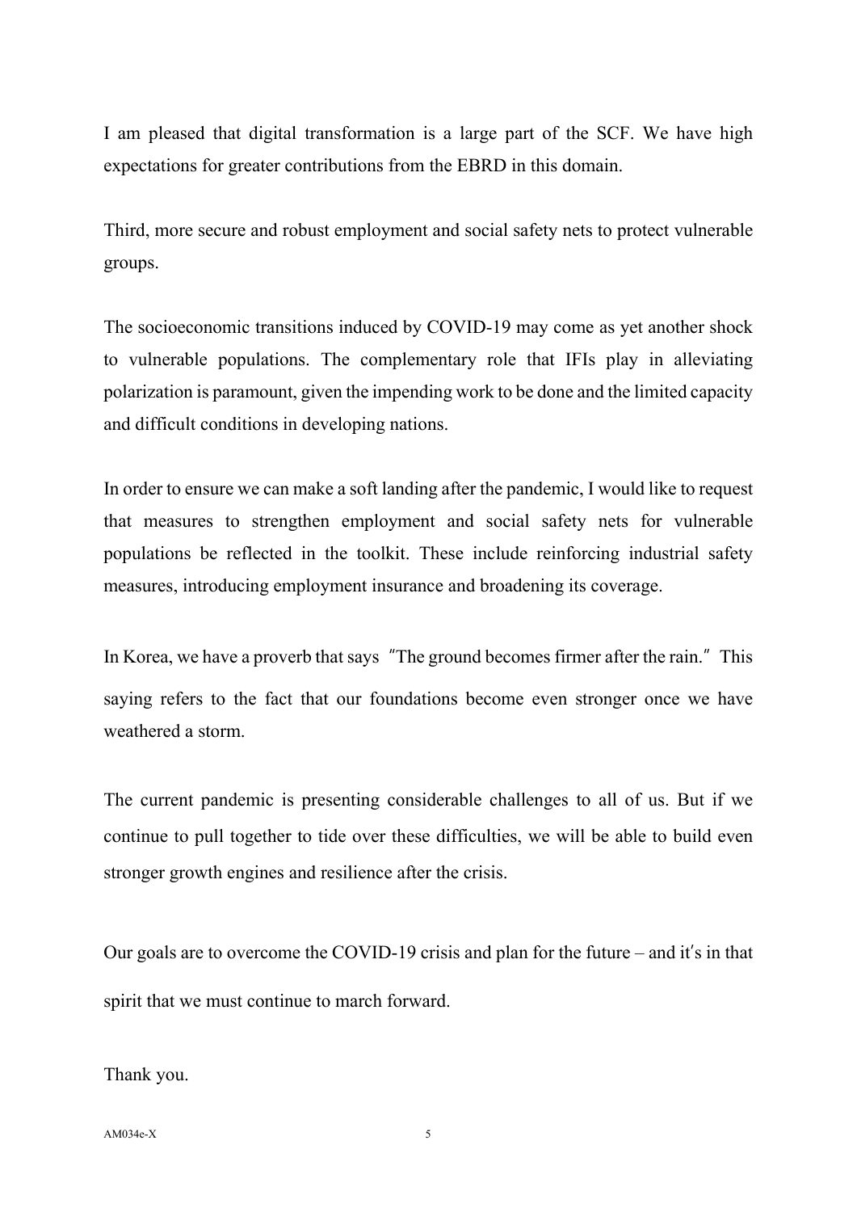I am pleased that digital transformation is a large part of the SCF. We have high expectations for greater contributions from the EBRD in this domain.

Third, more secure and robust employment and social safety nets to protect vulnerable groups.

The socioeconomic transitions induced by COVID-19 may come as yet another shock to vulnerable populations. The complementary role that IFIs play in alleviating polarization is paramount, given the impending work to be done and the limited capacity and difficult conditions in developing nations.

In order to ensure we can make a soft landing after the pandemic, I would like to request that measures to strengthen employment and social safety nets for vulnerable populations be reflected in the toolkit. These include reinforcing industrial safety measures, introducing employment insurance and broadening its coverage.

In Korea, we have a proverb that says ″The ground becomes firmer after the rain.″ This saying refers to the fact that our foundations become even stronger once we have weathered a storm.

The current pandemic is presenting considerable challenges to all of us. But if we continue to pull together to tide over these difficulties, we will be able to build even stronger growth engines and resilience after the crisis.

Our goals are to overcome the COVID-19 crisis and plan for the future – and it′s in that spirit that we must continue to march forward.

Thank you.

AM034e-X